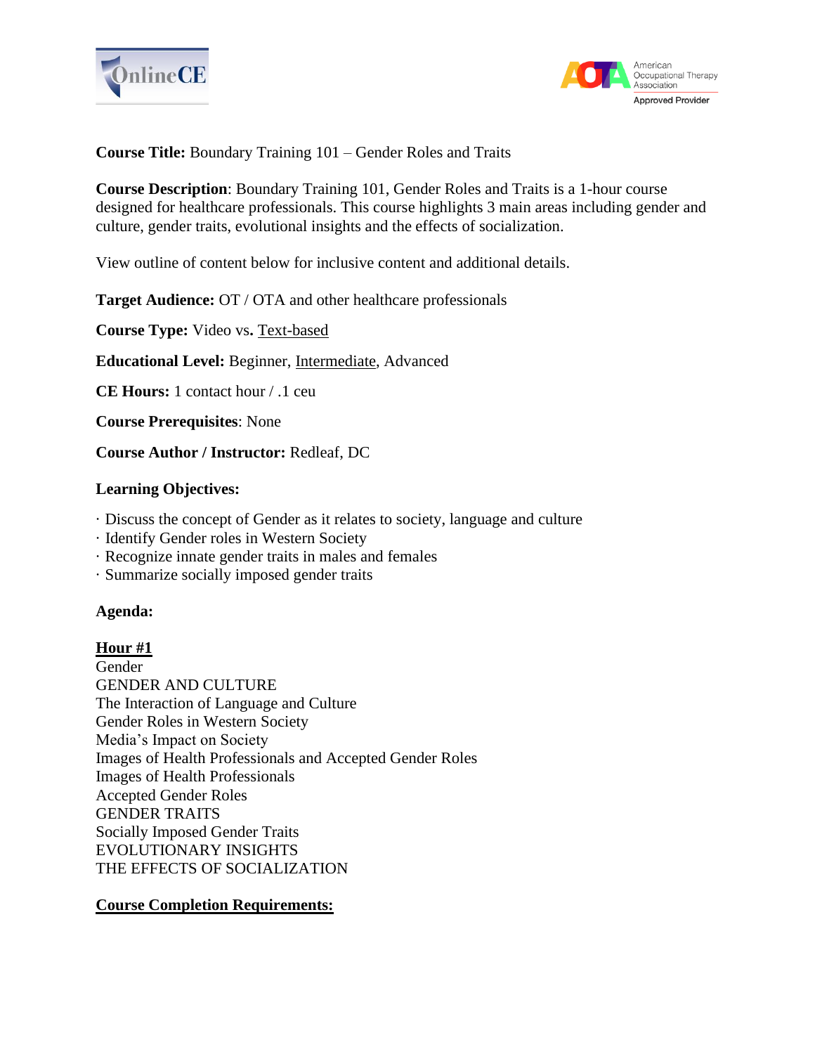**Course Title:** Boundary Training 101 – Gender Roles and Traits

**Course Description**: Boundary Training 101, Gender Roles and Traits is a 1-hour course designed for healthcare professionals. This course highlights 3 main areas including gender and culture, gender traits, evolutional insights and the effects of socialization.

View outline of content below for inclusive content and additional details.

**Target Audience:** OT / OTA and other healthcare professionals

**Course Type:** Video vs**.** Text-based

**Educational Level:** Beginner, Intermediate, Advanced

**CE Hours:** 1 contact hour / .1 ceu

**Course Prerequisites**: None

**Course Author / Instructor:** Redleaf, DC

**Learning Objectives:**

· Discuss the concept of Gender as it relates to society, language and culture
· Identify Gender roles in Western Society
· Recognize innate gender traits in males and females
· Summarize socially imposed gender traits

**Agenda:**

**Hour #1**
Gender
GENDER AND CULTURE
The Interaction of Language and Culture
Gender Roles in Western Society
Media's Impact on Society
Images of Health Professionals and Accepted Gender Roles
Images of Health Professionals
Accepted Gender Roles
GENDER TRAITS
Socially Imposed Gender Traits
EVOLUTIONARY INSIGHTS
THE EFFECTS OF SOCIALIZATION

**Course Completion Requirements:**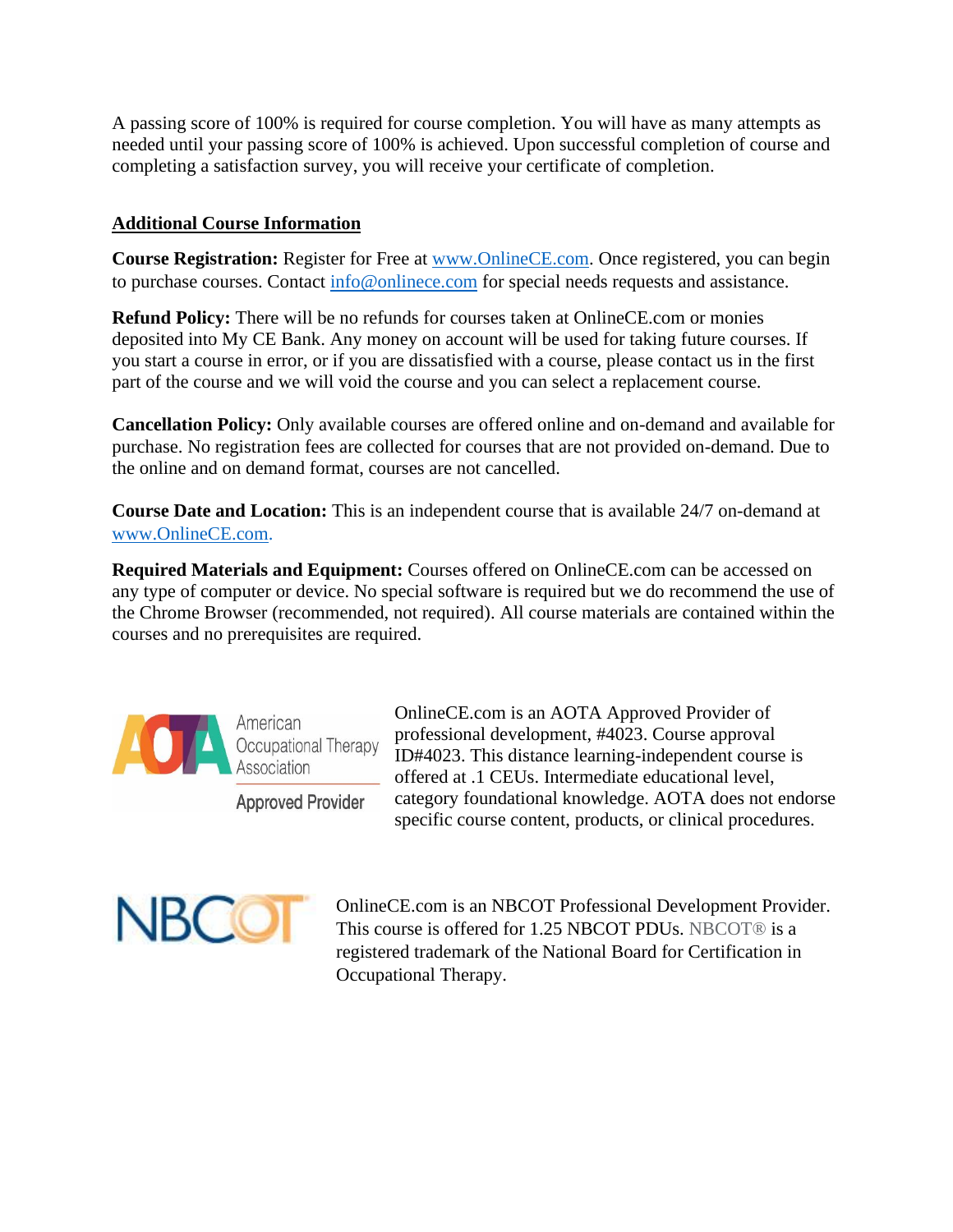A passing score of 100% is required for course completion. You will have as many attempts as needed until your passing score of 100% is achieved. Upon successful completion of course and completing a satisfaction survey, you will receive your certificate of completion.

## Additional Course Information

**Course Registration:** Register for Free at www.OnlineCE.com. Once registered, you can begin to purchase courses. Contact info@onlinece.com for special needs requests and assistance.

**Refund Policy:** There will be no refunds for courses taken at OnlineCE.com or monies deposited into My CE Bank. Any money on account will be used for taking future courses. If you start a course in error, or if you are dissatisfied with a course, please contact us in the first part of the course and we will void the course and you can select a replacement course.

**Cancellation Policy:** Only available courses are offered online and on-demand and available for purchase. No registration fees are collected for courses that are not provided on-demand. Due to the online and on demand format, courses are not cancelled.

**Course Date and Location:** This is an independent course that is available 24/7 on-demand at www.OnlineCE.com.

**Required Materials and Equipment:** Courses offered on OnlineCE.com can be accessed on any type of computer or device. No special software is required but we do recommend the use of the Chrome Browser (recommended, not required). All course materials are contained within the courses and no prerequisites are required.

American Occupational Therapy Association
Approved Provider

OnlineCE.com is an AOTA Approved Provider of professional development, #4023. Course approval ID#4023. This distance learning-independent course is offered at .1 CEUs. Intermediate educational level, category foundational knowledge. AOTA does not endorse specific course content, products, or clinical procedures.

NBCOT

OnlineCE.com is an NBCOT Professional Development Provider. This course is offered for 1.25 NBCOT PDUs. NBCOT® is a registered trademark of the National Board for Certification in Occupational Therapy.